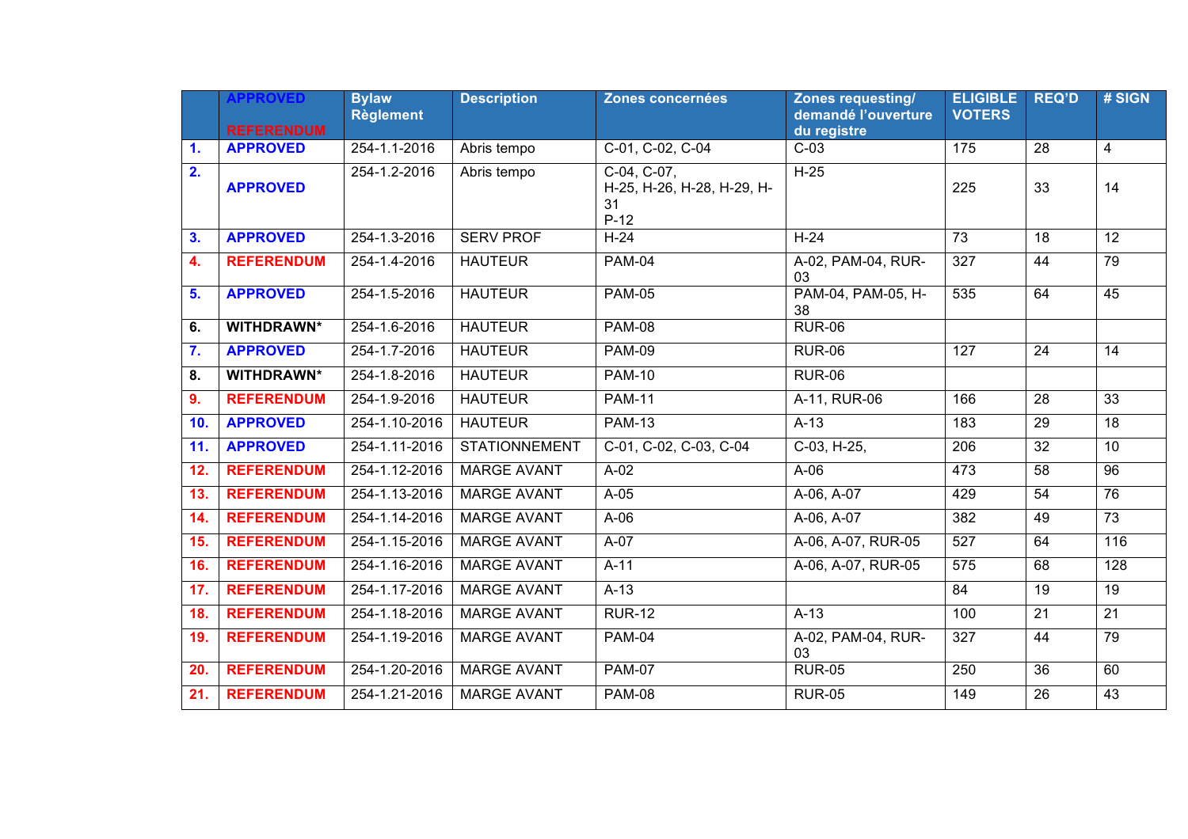| | APPROVED<br><br>REFERENDUM | Bylaw Règlement | Description | Zones concernées | Zones requesting/ demandé l'ouverture du registre | ELIGIBLE VOTERS | REQ'D | # SIGN |
|---|---|---|---|---|---|---|---|---|
| **1.** | **APPROVED** | 254-1.1-2016 | Abris tempo | C-01, C-02, C-04 | C-03 | 175 | 28 | 4 |
| **2.** | **APPROVED** | 254-1.2-2016 | Abris tempo | C-04, C-07,<br>H-25, H-26, H-28, H-29, H-31<br>P-12 | H-25 | 225 | 33 | 14 |
| **3.** | **APPROVED** | 254-1.3-2016 | SERV PROF | H-24 | H-24 | 73 | 18 | 12 |
| **4.** | **REFERENDUM** | 254-1.4-2016 | HAUTEUR | PAM-04 | A-02, PAM-04, RUR-03 | 327 | 44 | 79 |
| **5.** | **APPROVED** | 254-1.5-2016 | HAUTEUR | PAM-05 | PAM-04, PAM-05, H-38 | 535 | 64 | 45 |
| **6.** | **WITHDRAWN*** | 254-1.6-2016 | HAUTEUR | PAM-08 | RUR-06 | | | |
| **7.** | **APPROVED** | 254-1.7-2016 | HAUTEUR | PAM-09 | RUR-06 | 127 | 24 | 14 |
| **8.** | **WITHDRAWN*** | 254-1.8-2016 | HAUTEUR | PAM-10 | RUR-06 | | | |
| **9.** | **REFERENDUM** | 254-1.9-2016 | HAUTEUR | PAM-11 | A-11, RUR-06 | 166 | 28 | 33 |
| **10.** | **APPROVED** | 254-1.10-2016 | HAUTEUR | PAM-13 | A-13 | 183 | 29 | 18 |
| **11.** | **APPROVED** | 254-1.11-2016 | STATIONNEMENT | C-01, C-02, C-03, C-04 | C-03, H-25, | 206 | 32 | 10 |
| **12.** | **REFERENDUM** | 254-1.12-2016 | MARGE AVANT | A-02 | A-06 | 473 | 58 | 96 |
| **13.** | **REFERENDUM** | 254-1.13-2016 | MARGE AVANT | A-05 | A-06, A-07 | 429 | 54 | 76 |
| **14.** | **REFERENDUM** | 254-1.14-2016 | MARGE AVANT | A-06 | A-06, A-07 | 382 | 49 | 73 |
| **15.** | **REFERENDUM** | 254-1.15-2016 | MARGE AVANT | A-07 | A-06, A-07, RUR-05 | 527 | 64 | 116 |
| **16.** | **REFERENDUM** | 254-1.16-2016 | MARGE AVANT | A-11 | A-06, A-07, RUR-05 | 575 | 68 | 128 |
| **17.** | **REFERENDUM** | 254-1.17-2016 | MARGE AVANT | A-13 | | 84 | 19 | 19 |
| **18.** | **REFERENDUM** | 254-1.18-2016 | MARGE AVANT | RUR-12 | A-13 | 100 | 21 | 21 |
| **19.** | **REFERENDUM** | 254-1.19-2016 | MARGE AVANT | PAM-04 | A-02, PAM-04, RUR-03 | 327 | 44 | 79 |
| **20.** | **REFERENDUM** | 254-1.20-2016 | MARGE AVANT | PAM-07 | RUR-05 | 250 | 36 | 60 |
| **21.** | **REFERENDUM** | 254-1.21-2016 | MARGE AVANT | PAM-08 | RUR-05 | 149 | 26 | 43 |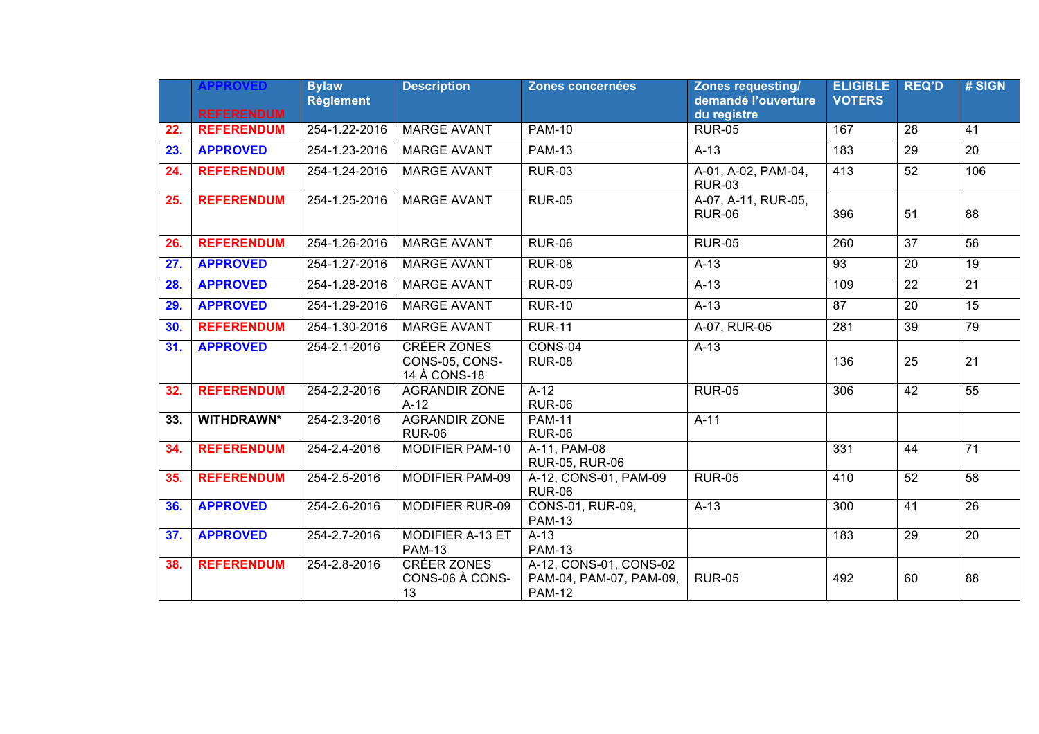| | APPROVED<br>REFERENDUM | Bylaw<br>Règlement | Description | Zones concernées | Zones requesting/ demandé l'ouverture du registre | ELIGIBLE VOTERS | REQ'D | # SIGN |
|---|---|---|---|---|---|---|---|---|
| 22. | REFERENDUM | 254-1.22-2016 | MARGE AVANT | PAM-10 | RUR-05 | 167 | 28 | 41 |
| 23. | APPROVED | 254-1.23-2016 | MARGE AVANT | PAM-13 | A-13 | 183 | 29 | 20 |
| 24. | REFERENDUM | 254-1.24-2016 | MARGE AVANT | RUR-03 | A-01, A-02, PAM-04, RUR-03 | 413 | 52 | 106 |
| 25. | REFERENDUM | 254-1.25-2016 | MARGE AVANT | RUR-05 | A-07, A-11, RUR-05, RUR-06 | 396 | 51 | 88 |
| 26. | REFERENDUM | 254-1.26-2016 | MARGE AVANT | RUR-06 | RUR-05 | 260 | 37 | 56 |
| 27. | APPROVED | 254-1.27-2016 | MARGE AVANT | RUR-08 | A-13 | 93 | 20 | 19 |
| 28. | APPROVED | 254-1.28-2016 | MARGE AVANT | RUR-09 | A-13 | 109 | 22 | 21 |
| 29. | APPROVED | 254-1.29-2016 | MARGE AVANT | RUR-10 | A-13 | 87 | 20 | 15 |
| 30. | REFERENDUM | 254-1.30-2016 | MARGE AVANT | RUR-11 | A-07, RUR-05 | 281 | 39 | 79 |
| 31. | APPROVED | 254-2.1-2016 | CRÉER ZONES CONS-05, CONS-14 À CONS-18 | CONS-04<br>RUR-08 | A-13 | 136 | 25 | 21 |
| 32. | REFERENDUM | 254-2.2-2016 | AGRANDIR ZONE A-12 | A-12<br>RUR-06 | RUR-05 | 306 | 42 | 55 |
| 33. | WITHDRAWN* | 254-2.3-2016 | AGRANDIR ZONE RUR-06 | PAM-11<br>RUR-06 | A-11 | | | |
| 34. | REFERENDUM | 254-2.4-2016 | MODIFIER PAM-10 | A-11, PAM-08<br>RUR-05, RUR-06 | | 331 | 44 | 71 |
| 35. | REFERENDUM | 254-2.5-2016 | MODIFIER PAM-09 | A-12, CONS-01, PAM-09<br>RUR-06 | RUR-05 | 410 | 52 | 58 |
| 36. | APPROVED | 254-2.6-2016 | MODIFIER RUR-09 | CONS-01, RUR-09, PAM-13 | A-13 | 300 | 41 | 26 |
| 37. | APPROVED | 254-2.7-2016 | MODIFIER A-13 ET PAM-13 | A-13<br>PAM-13 | | 183 | 29 | 20 |
| 38. | REFERENDUM | 254-2.8-2016 | CRÉER ZONES CONS-06 À CONS-13 | A-12, CONS-01, CONS-02<br>PAM-04, PAM-07, PAM-09, PAM-12 | RUR-05 | 492 | 60 | 88 |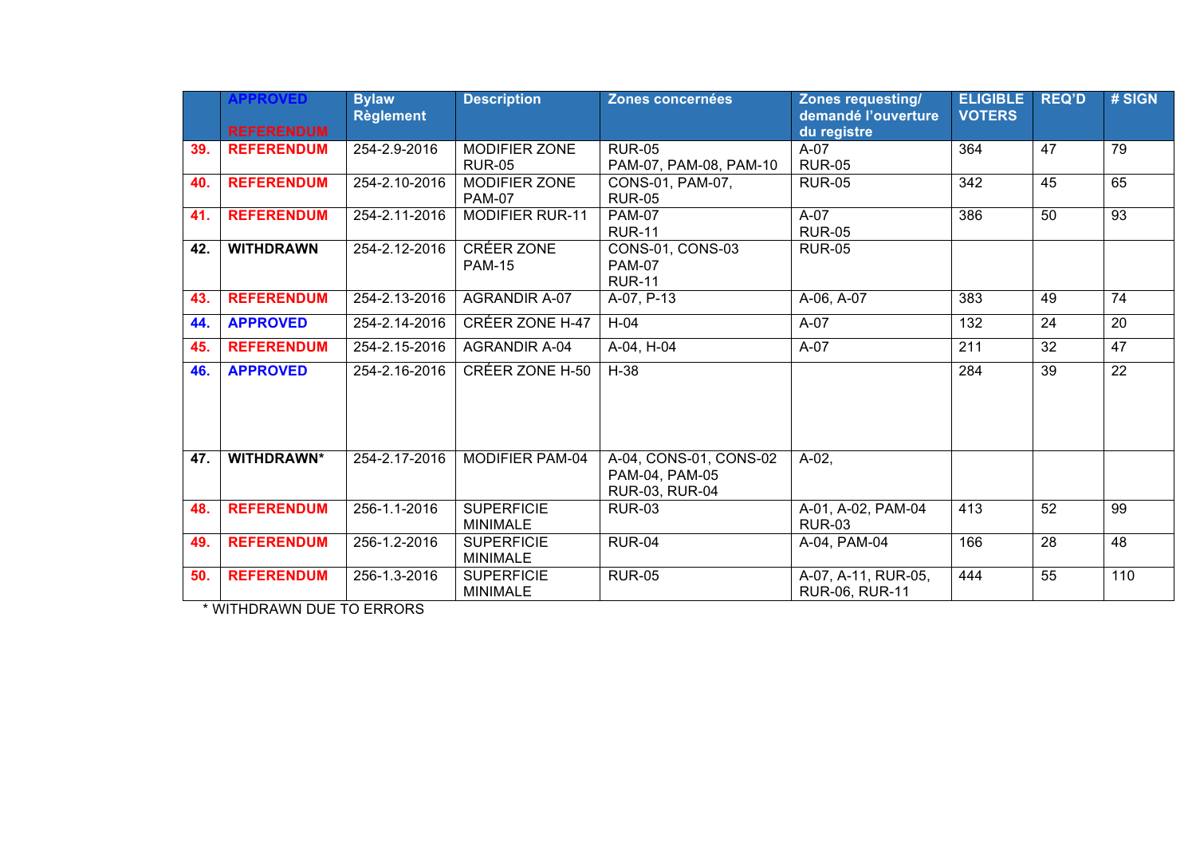| | APPROVED<br>REFERENDUM | Bylaw<br>Règlement | Description | Zones concernées | Zones requesting/ demandé l'ouverture du registre | ELIGIBLE VOTERS | REQ'D | # SIGN |
|---|---|---|---|---|---|---|---|---|
| 39. | REFERENDUM | 254-2.9-2016 | MODIFIER ZONE RUR-05 | RUR-05<br>PAM-07, PAM-08, PAM-10 | A-07<br>RUR-05 | 364 | 47 | 79 |
| 40. | REFERENDUM | 254-2.10-2016 | MODIFIER ZONE PAM-07 | CONS-01, PAM-07,<br>RUR-05 | RUR-05 | 342 | 45 | 65 |
| 41. | REFERENDUM | 254-2.11-2016 | MODIFIER RUR-11 | PAM-07<br>RUR-11 | A-07<br>RUR-05 | 386 | 50 | 93 |
| 42. | WITHDRAWN | 254-2.12-2016 | CRÉER ZONE PAM-15 | CONS-01, CONS-03<br>PAM-07<br>RUR-11 | RUR-05 | | | |
| 43. | REFERENDUM | 254-2.13-2016 | AGRANDIR A-07 | A-07, P-13 | A-06, A-07 | 383 | 49 | 74 |
| 44. | APPROVED | 254-2.14-2016 | CRÉER ZONE H-47 | H-04 | A-07 | 132 | 24 | 20 |
| 45. | REFERENDUM | 254-2.15-2016 | AGRANDIR A-04 | A-04, H-04 | A-07 | 211 | 32 | 47 |
| 46. | APPROVED | 254-2.16-2016 | CRÉER ZONE H-50 | H-38 | | 284 | 39 | 22 |
| 47. | WITHDRAWN* | 254-2.17-2016 | MODIFIER PAM-04 | A-04, CONS-01, CONS-02<br>PAM-04, PAM-05<br>RUR-03, RUR-04 | A-02, | | | |
| 48. | REFERENDUM | 256-1.1-2016 | SUPERFICIE MINIMALE | RUR-03 | A-01, A-02, PAM-04<br>RUR-03 | 413 | 52 | 99 |
| 49. | REFERENDUM | 256-1.2-2016 | SUPERFICIE MINIMALE | RUR-04 | A-04, PAM-04 | 166 | 28 | 48 |
| 50. | REFERENDUM | 256-1.3-2016 | SUPERFICIE MINIMALE | RUR-05 | A-07, A-11, RUR-05,<br>RUR-06, RUR-11 | 444 | 55 | 110 |

* WITHDRAWN DUE TO ERRORS